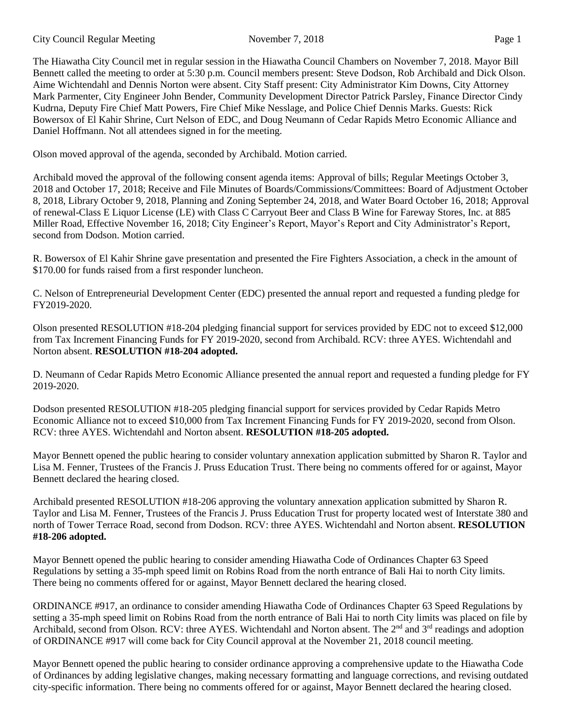The Hiawatha City Council met in regular session in the Hiawatha Council Chambers on November 7, 2018. Mayor Bill Bennett called the meeting to order at 5:30 p.m. Council members present: Steve Dodson, Rob Archibald and Dick Olson. Aime Wichtendahl and Dennis Norton were absent. City Staff present: City Administrator Kim Downs, City Attorney Mark Parmenter, City Engineer John Bender, Community Development Director Patrick Parsley, Finance Director Cindy Kudrna, Deputy Fire Chief Matt Powers, Fire Chief Mike Nesslage, and Police Chief Dennis Marks. Guests: Rick Bowersox of El Kahir Shrine, Curt Nelson of EDC, and Doug Neumann of Cedar Rapids Metro Economic Alliance and Daniel Hoffmann. Not all attendees signed in for the meeting.

Olson moved approval of the agenda, seconded by Archibald. Motion carried.

Archibald moved the approval of the following consent agenda items: Approval of bills; Regular Meetings October 3, 2018 and October 17, 2018; Receive and File Minutes of Boards/Commissions/Committees: Board of Adjustment October 8, 2018, Library October 9, 2018, Planning and Zoning September 24, 2018, and Water Board October 16, 2018; Approval of renewal-Class E Liquor License (LE) with Class C Carryout Beer and Class B Wine for Fareway Stores, Inc. at 885 Miller Road, Effective November 16, 2018; City Engineer's Report, Mayor's Report and City Administrator's Report, second from Dodson. Motion carried.

R. Bowersox of El Kahir Shrine gave presentation and presented the Fire Fighters Association, a check in the amount of $170.00 for funds raised from a first responder luncheon.

C. Nelson of Entrepreneurial Development Center (EDC) presented the annual report and requested a funding pledge for FY2019-2020.

Olson presented RESOLUTION #18-204 pledging financial support for services provided by EDC not to exceed $12,000 from Tax Increment Financing Funds for FY 2019-2020, second from Archibald. RCV: three AYES. Wichtendahl and Norton absent. **RESOLUTION #18-204 adopted.**

D. Neumann of Cedar Rapids Metro Economic Alliance presented the annual report and requested a funding pledge for FY 2019-2020.

Dodson presented RESOLUTION #18-205 pledging financial support for services provided by Cedar Rapids Metro Economic Alliance not to exceed $10,000 from Tax Increment Financing Funds for FY 2019-2020, second from Olson. RCV: three AYES. Wichtendahl and Norton absent. **RESOLUTION #18-205 adopted.**

Mayor Bennett opened the public hearing to consider voluntary annexation application submitted by Sharon R. Taylor and Lisa M. Fenner, Trustees of the Francis J. Pruss Education Trust. There being no comments offered for or against, Mayor Bennett declared the hearing closed.

Archibald presented RESOLUTION #18-206 approving the voluntary annexation application submitted by Sharon R. Taylor and Lisa M. Fenner, Trustees of the Francis J. Pruss Education Trust for property located west of Interstate 380 and north of Tower Terrace Road, second from Dodson. RCV: three AYES. Wichtendahl and Norton absent. **RESOLUTION #18-206 adopted.**

Mayor Bennett opened the public hearing to consider amending Hiawatha Code of Ordinances Chapter 63 Speed Regulations by setting a 35-mph speed limit on Robins Road from the north entrance of Bali Hai to north City limits. There being no comments offered for or against, Mayor Bennett declared the hearing closed.

ORDINANCE #917, an ordinance to consider amending Hiawatha Code of Ordinances Chapter 63 Speed Regulations by setting a 35-mph speed limit on Robins Road from the north entrance of Bali Hai to north City limits was placed on file by Archibald, second from Olson. RCV: three AYES. Wichtendahl and Norton absent. The 2nd and 3rd readings and adoption of ORDINANCE #917 will come back for City Council approval at the November 21, 2018 council meeting.

Mayor Bennett opened the public hearing to consider ordinance approving a comprehensive update to the Hiawatha Code of Ordinances by adding legislative changes, making necessary formatting and language corrections, and revising outdated city-specific information. There being no comments offered for or against, Mayor Bennett declared the hearing closed.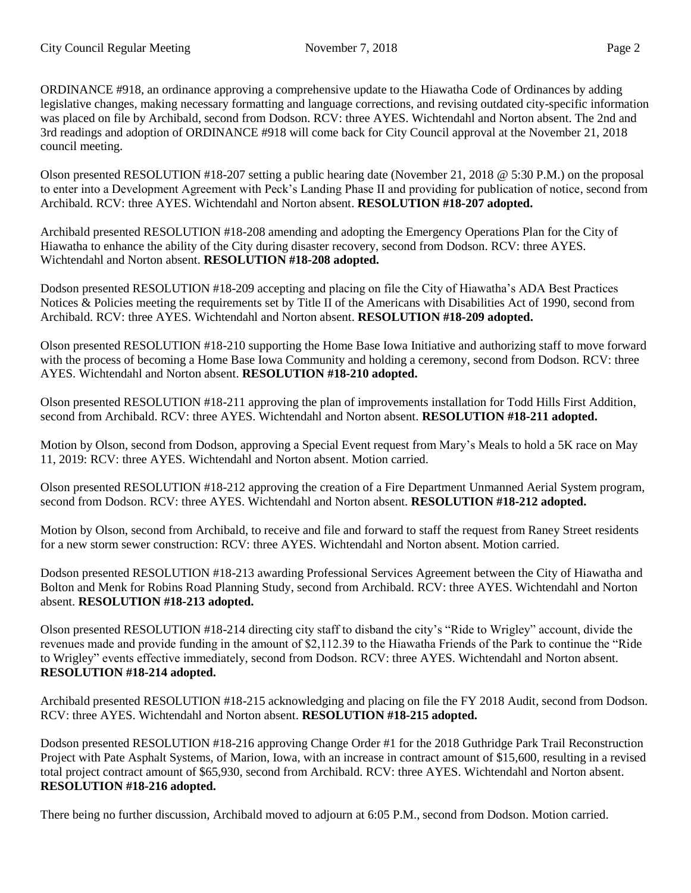ORDINANCE #918, an ordinance approving a comprehensive update to the Hiawatha Code of Ordinances by adding legislative changes, making necessary formatting and language corrections, and revising outdated city-specific information was placed on file by Archibald, second from Dodson. RCV: three AYES. Wichtendahl and Norton absent. The 2nd and 3rd readings and adoption of ORDINANCE #918 will come back for City Council approval at the November 21, 2018 council meeting.

Olson presented RESOLUTION #18-207 setting a public hearing date (November 21, 2018 @ 5:30 P.M.) on the proposal to enter into a Development Agreement with Peck's Landing Phase II and providing for publication of notice, second from Archibald. RCV: three AYES. Wichtendahl and Norton absent. **RESOLUTION #18-207 adopted.**

Archibald presented RESOLUTION #18-208 amending and adopting the Emergency Operations Plan for the City of Hiawatha to enhance the ability of the City during disaster recovery, second from Dodson. RCV: three AYES. Wichtendahl and Norton absent. **RESOLUTION #18-208 adopted.**

Dodson presented RESOLUTION #18-209 accepting and placing on file the City of Hiawatha's ADA Best Practices Notices & Policies meeting the requirements set by Title II of the Americans with Disabilities Act of 1990, second from Archibald. RCV: three AYES. Wichtendahl and Norton absent. **RESOLUTION #18-209 adopted.**

Olson presented RESOLUTION #18-210 supporting the Home Base Iowa Initiative and authorizing staff to move forward with the process of becoming a Home Base Iowa Community and holding a ceremony, second from Dodson. RCV: three AYES. Wichtendahl and Norton absent. **RESOLUTION #18-210 adopted.**

Olson presented RESOLUTION #18-211 approving the plan of improvements installation for Todd Hills First Addition, second from Archibald. RCV: three AYES. Wichtendahl and Norton absent. **RESOLUTION #18-211 adopted.**

Motion by Olson, second from Dodson, approving a Special Event request from Mary's Meals to hold a 5K race on May 11, 2019: RCV: three AYES. Wichtendahl and Norton absent. Motion carried.

Olson presented RESOLUTION #18-212 approving the creation of a Fire Department Unmanned Aerial System program, second from Dodson. RCV: three AYES. Wichtendahl and Norton absent. **RESOLUTION #18-212 adopted.**

Motion by Olson, second from Archibald, to receive and file and forward to staff the request from Raney Street residents for a new storm sewer construction: RCV: three AYES. Wichtendahl and Norton absent. Motion carried.

Dodson presented RESOLUTION #18-213 awarding Professional Services Agreement between the City of Hiawatha and Bolton and Menk for Robins Road Planning Study, second from Archibald. RCV: three AYES. Wichtendahl and Norton absent. **RESOLUTION #18-213 adopted.**

Olson presented RESOLUTION #18-214 directing city staff to disband the city's "Ride to Wrigley" account, divide the revenues made and provide funding in the amount of $2,112.39 to the Hiawatha Friends of the Park to continue the "Ride to Wrigley" events effective immediately, second from Dodson. RCV: three AYES. Wichtendahl and Norton absent. **RESOLUTION #18-214 adopted.**

Archibald presented RESOLUTION #18-215 acknowledging and placing on file the FY 2018 Audit, second from Dodson. RCV: three AYES. Wichtendahl and Norton absent. **RESOLUTION #18-215 adopted.**

Dodson presented RESOLUTION #18-216 approving Change Order #1 for the 2018 Guthridge Park Trail Reconstruction Project with Pate Asphalt Systems, of Marion, Iowa, with an increase in contract amount of $15,600, resulting in a revised total project contract amount of $65,930, second from Archibald. RCV: three AYES. Wichtendahl and Norton absent. **RESOLUTION #18-216 adopted.**

There being no further discussion, Archibald moved to adjourn at 6:05 P.M., second from Dodson. Motion carried.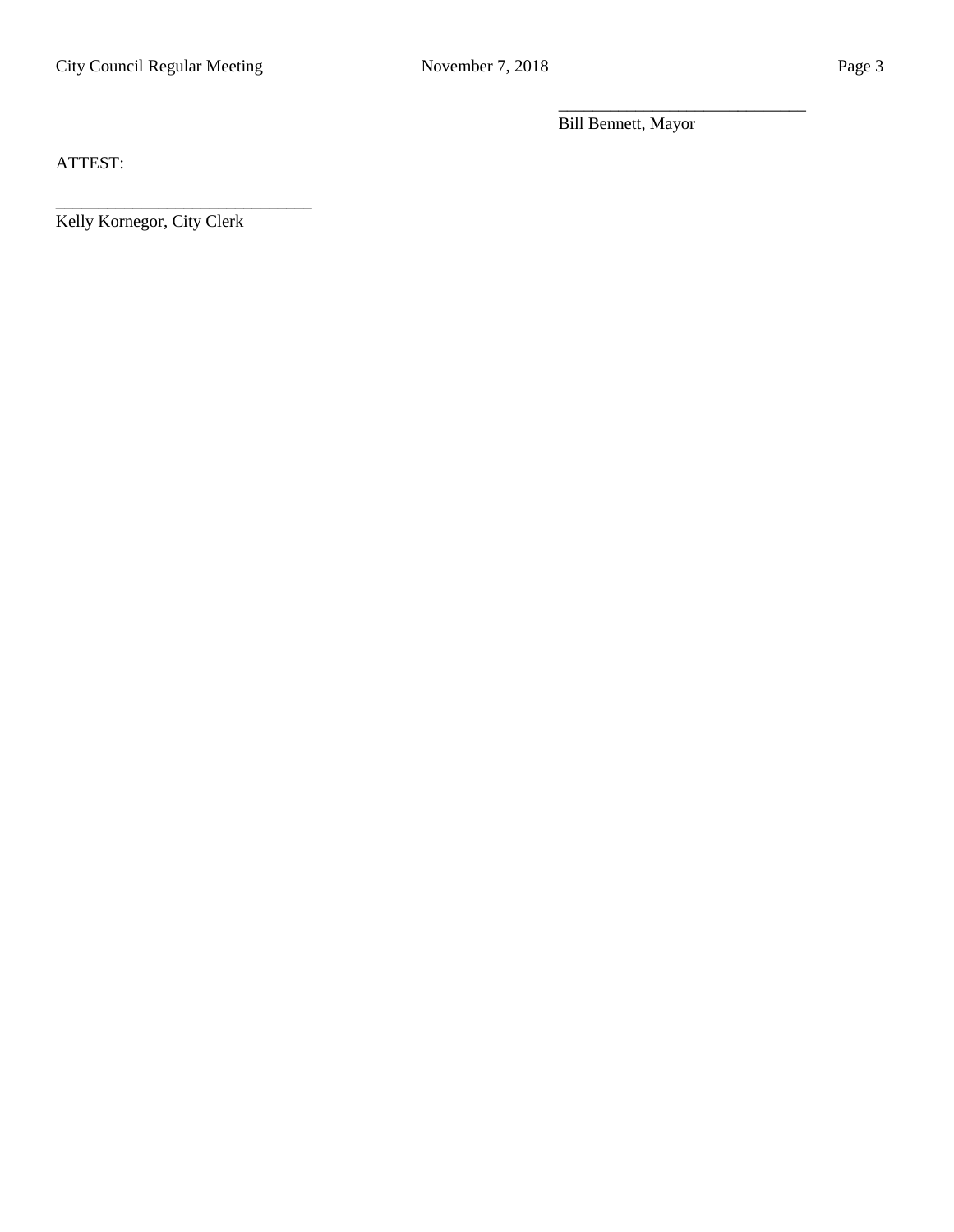______________________________
Bill Bennett, Mayor

ATTEST:

_______________________________
Kelly Kornegor, City Clerk